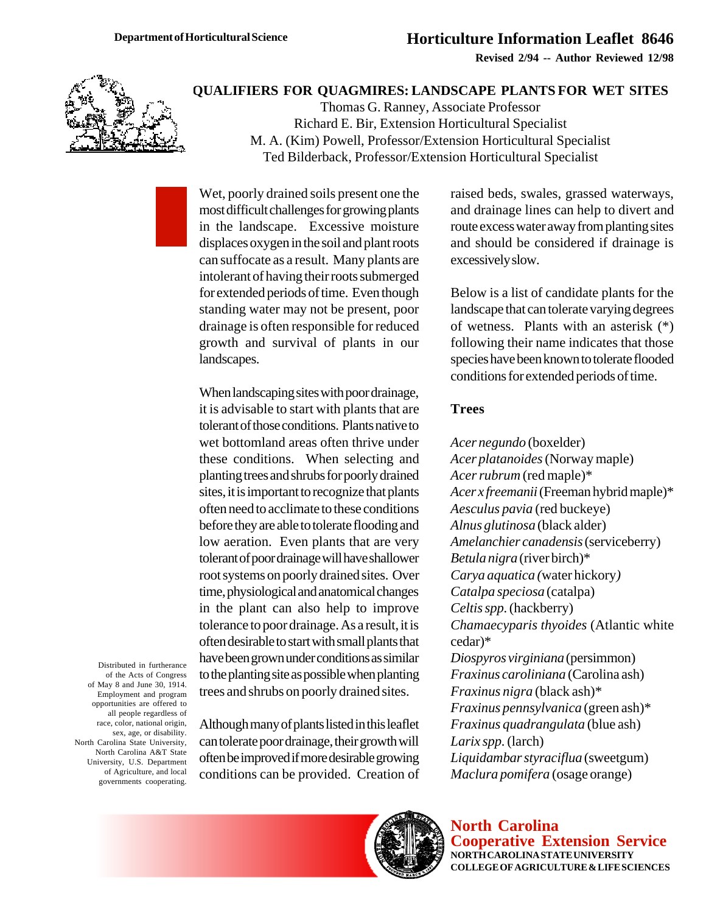Department of Horticultural Science

# Horticulture Information Leaflet 8646

Revised 2/94 -- Author Reviewed 12/98

## QUALIFIERS FOR QUAGMIRES: LANDSCAPE PLANTS FOR WET SITES

Thomas G. Ranney, Associate Professor
Richard E. Bir, Extension Horticultural Specialist
M. A. (Kim) Powell, Professor/Extension Horticultural Specialist
Ted Bilderback, Professor/Extension Horticultural Specialist

Wet, poorly drained soils present one the most difficult challenges for growing plants in the landscape. Excessive moisture displaces oxygen in the soil and plant roots can suffocate as a result. Many plants are intolerant of having their roots submerged for extended periods of time. Even though standing water may not be present, poor drainage is often responsible for reduced growth and survival of plants in our landscapes.

When landscaping sites with poor drainage, it is advisable to start with plants that are tolerant of those conditions. Plants native to wet bottomland areas often thrive under these conditions. When selecting and planting trees and shrubs for poorly drained sites, it is important to recognize that plants often need to acclimate to these conditions before they are able to tolerate flooding and low aeration. Even plants that are very tolerant of poor drainage will have shallower root systems on poorly drained sites. Over time, physiological and anatomical changes in the plant can also help to improve tolerance to poor drainage. As a result, it is often desirable to start with small plants that have been grown under conditions as similar to the planting site as possible when planting trees and shrubs on poorly drained sites.

Although many of plants listed in this leaflet can tolerate poor drainage, their growth will often be improved if more desirable growing conditions can be provided. Creation of raised beds, swales, grassed waterways, and drainage lines can help to divert and route excess water away from planting sites and should be considered if drainage is excessively slow.

Below is a list of candidate plants for the landscape that can tolerate varying degrees of wetness. Plants with an asterisk (*) following their name indicates that those species have been known to tolerate flooded conditions for extended periods of time.

### Trees

*Acer negundo* (boxelder)
*Acer platanoides* (Norway maple)
*Acer rubrum* (red maple)*
*Acer x freemanii* (Freeman hybrid maple)*
*Aesculus pavia* (red buckeye)
*Alnus glutinosa* (black alder)
*Amelanchier canadensis* (serviceberry)
*Betula nigra* (river birch)*
*Carya aquatica* (water hickory)
*Catalpa speciosa* (catalpa)
*Celtis spp.* (hackberry)
*Chamaecyparis thyoides* (Atlantic white cedar)*
*Diospyros virginiana* (persimmon)
*Fraxinus caroliniana* (Carolina ash)
*Fraxinus nigra* (black ash)*
*Fraxinus pennsylvanica* (green ash)*
*Fraxinus quadrangulata* (blue ash)
*Larix spp.* (larch)
*Liquidambar styraciflua* (sweetgum)
*Maclura pomifera* (osage orange)

Distributed in furtherance of the Acts of Congress of May 8 and June 30, 1914. Employment and program opportunities are offered to all people regardless of race, color, national origin, sex, age, or disability. North Carolina State University, North Carolina A&T State University, U.S. Department of Agriculture, and local governments cooperating.

North Carolina Cooperative Extension Service
NORTH CAROLINA STATE UNIVERSITY
COLLEGE OF AGRICULTURE & LIFE SCIENCES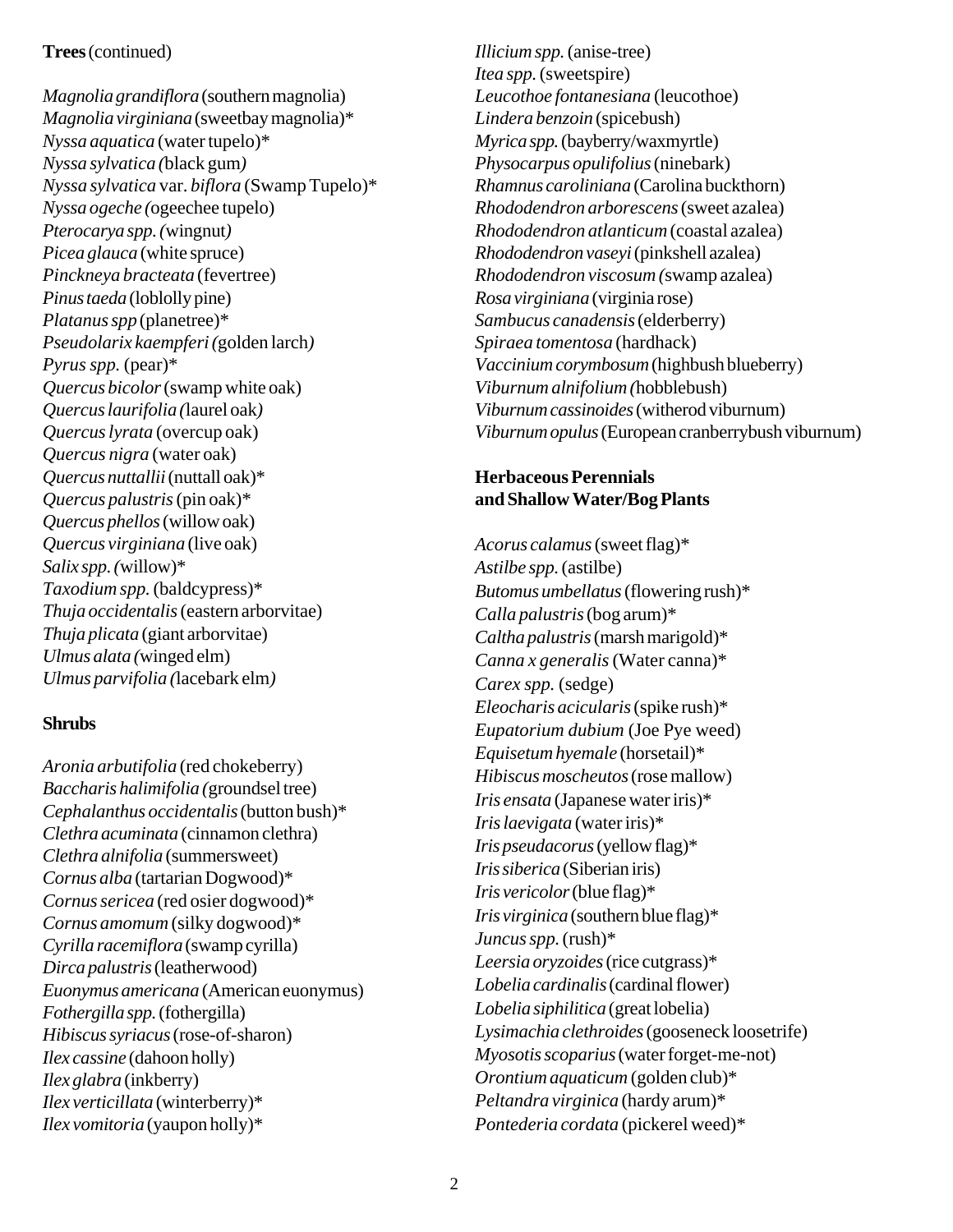**Trees** (continued)

*Magnolia grandiflora* (southern magnolia)
*Magnolia virginiana* (sweetbay magnolia)*
*Nyssa aquatica* (water tupelo)*
*Nyssa sylvatica (*black gum*)*
*Nyssa sylvatica* var. *biflora* (Swamp Tupelo)*
*Nyssa ogeche (*ogeechee tupelo)
*Pterocarya spp. (*wingnut*)*
*Picea glauca* (white spruce)
*Pinckneya bracteata* (fevertree)
*Pinus taeda* (loblolly pine)
*Platanus spp* (planetree)*
*Pseudolarix kaempferi (*golden larch*)*
*Pyrus spp.* (pear)*
*Quercus bicolor* (swamp white oak)
*Quercus laurifolia (*laurel oak*)*
*Quercus lyrata* (overcup oak)
*Quercus nigra* (water oak)
*Quercus nuttallii* (nuttall oak)*
*Quercus palustris* (pin oak)*
*Quercus phellos* (willow oak)
*Quercus virginiana* (live oak)
*Salix spp. (*willow)*
*Taxodium spp.* (baldcypress)*
*Thuja occidentalis* (eastern arborvitae)
*Thuja plicata* (giant arborvitae)
*Ulmus alata (*winged elm)
*Ulmus parvifolia (*lacebark elm*)*

**Shrubs**

*Aronia arbutifolia* (red chokeberry)
*Baccharis halimifolia (*groundsel tree)
*Cephalanthus occidentalis* (button bush)*
*Clethra acuminata* (cinnamon clethra)
*Clethra alnifolia* (summersweet)
*Cornus alba* (tartarian Dogwood)*
*Cornus sericea* (red osier dogwood)*
*Cornus amomum* (silky dogwood)*
*Cyrilla racemiflora* (swamp cyrilla)
*Dirca palustris* (leatherwood)
*Euonymus americana* (American euonymus)
*Fothergilla spp.* (fothergilla)
*Hibiscus syriacus* (rose-of-sharon)
*Ilex cassine* (dahoon holly)
*Ilex glabra* (inkberry)
*Ilex verticillata* (winterberry)*
*Ilex vomitoria* (yaupon holly)*
*Illicium spp.* (anise-tree)
*Itea spp.* (sweetspire)
*Leucothoe fontanesiana* (leucothoe)
*Lindera benzoin* (spicebush)
*Myrica spp.* (bayberry/waxmyrtle)
*Physocarpus opulifolius* (ninebark)
*Rhamnus caroliniana* (Carolina buckthorn)
*Rhododendron arborescens* (sweet azalea)
*Rhododendron atlanticum* (coastal azalea)
*Rhododendron vaseyi* (pinkshell azalea)
*Rhododendron viscosum (*swamp azalea)
*Rosa virginiana* (virginia rose)
*Sambucus canadensis* (elderberry)
*Spiraea tomentosa* (hardhack)
*Vaccinium corymbosum* (highbush blueberry)
*Viburnum alnifolium (*hobblebush)
*Viburnum cassinoides* (witherod viburnum)
*Viburnum opulus* (European cranberrybush viburnum)

**Herbaceous Perennials and Shallow Water/Bog Plants**

*Acorus calamus* (sweet flag)*
*Astilbe spp.* (astilbe)
*Butomus umbellatus* (flowering rush)*
*Calla palustris* (bog arum)*
*Caltha palustris* (marsh marigold)*
*Canna x generalis* (Water canna)*
*Carex spp.* (sedge)
*Eleocharis acicularis* (spike rush)*
*Eupatorium dubium* (Joe Pye weed)
*Equisetum hyemale* (horsetail)*
*Hibiscus moscheutos* (rose mallow)
*Iris ensata* (Japanese water iris)*
*Iris laevigata* (water iris)*
*Iris pseudacorus* (yellow flag)*
*Iris siberica* (Siberian iris)
*Iris vericolor* (blue flag)*
*Iris virginica* (southern blue flag)*
*Juncus spp.* (rush)*
*Leersia oryzoides* (rice cutgrass)*
*Lobelia cardinalis* (cardinal flower)
*Lobelia siphilitica* (great lobelia)
*Lysimachia clethroides* (gooseneck loosetrife)
*Myosotis scoparius* (water forget-me-not)
*Orontium aquaticum* (golden club)*
*Peltandra virginica* (hardy arum)*
*Pontederia cordata* (pickerel weed)*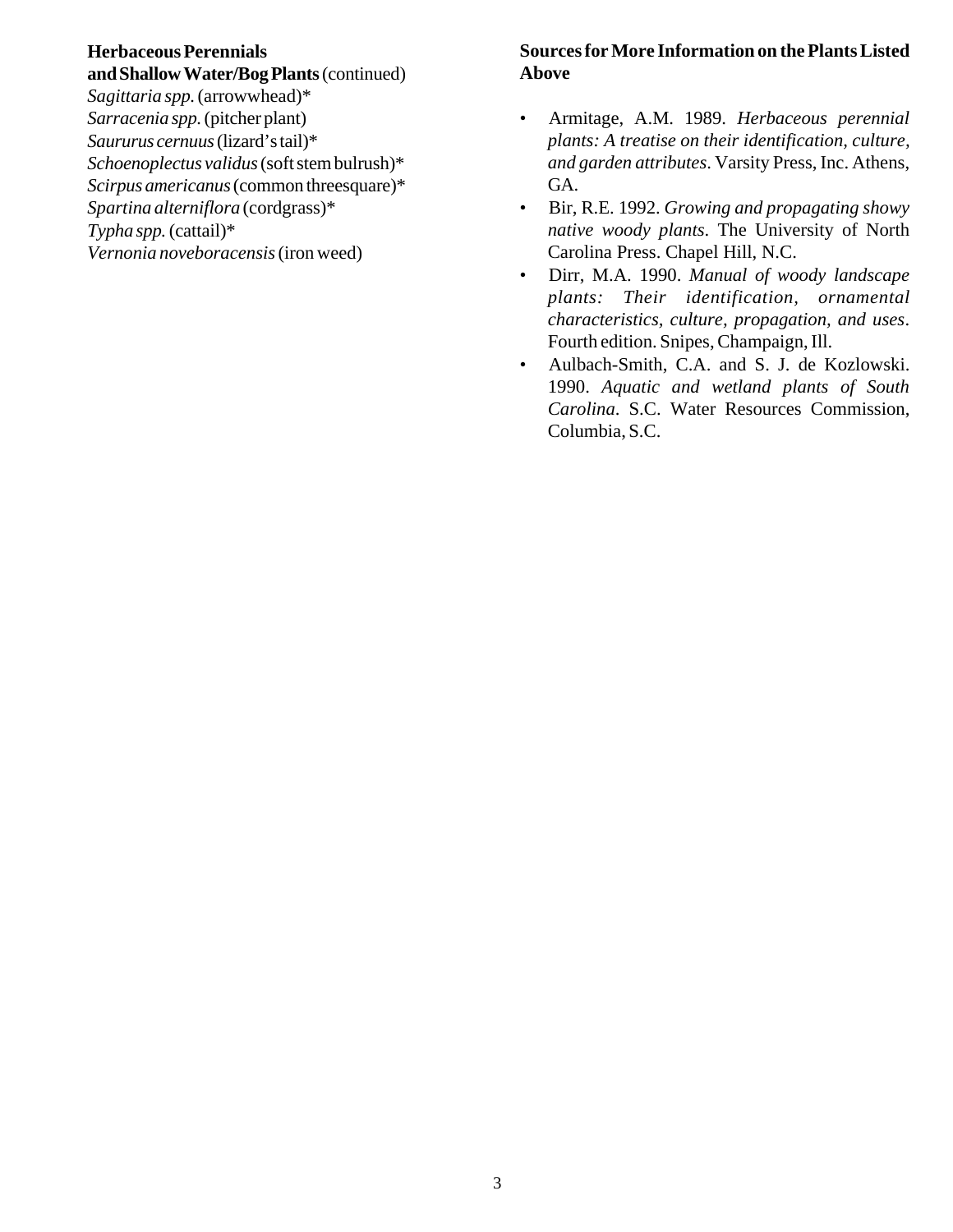**Herbaceous Perennials and Shallow Water/Bog Plants** (continued)

*Sagittaria spp.* (arrowwhead)*
*Sarracenia spp.* (pitcher plant)
*Saururus cernuus* (lizard's tail)*
*Schoenoplectus validus* (soft stem bulrush)*
*Scirpus americanus* (common threesquare)*
*Spartina alterniflora* (cordgrass)*
*Typha spp.* (cattail)*
*Vernonia noveboracensis* (iron weed)

**Sources for More Information on the Plants Listed Above**

- Armitage, A.M. 1989. *Herbaceous perennial plants: A treatise on their identification, culture, and garden attributes*. Varsity Press, Inc. Athens, GA.
- Bir, R.E. 1992. *Growing and propagating showy native woody plants*. The University of North Carolina Press. Chapel Hill, N.C.
- Dirr, M.A. 1990. *Manual of woody landscape plants: Their identification, ornamental characteristics, culture, propagation, and uses*. Fourth edition. Snipes, Champaign, Ill.
- Aulbach-Smith, C.A. and S. J. de Kozlowski. 1990. *Aquatic and wetland plants of South Carolina*. S.C. Water Resources Commission, Columbia, S.C.